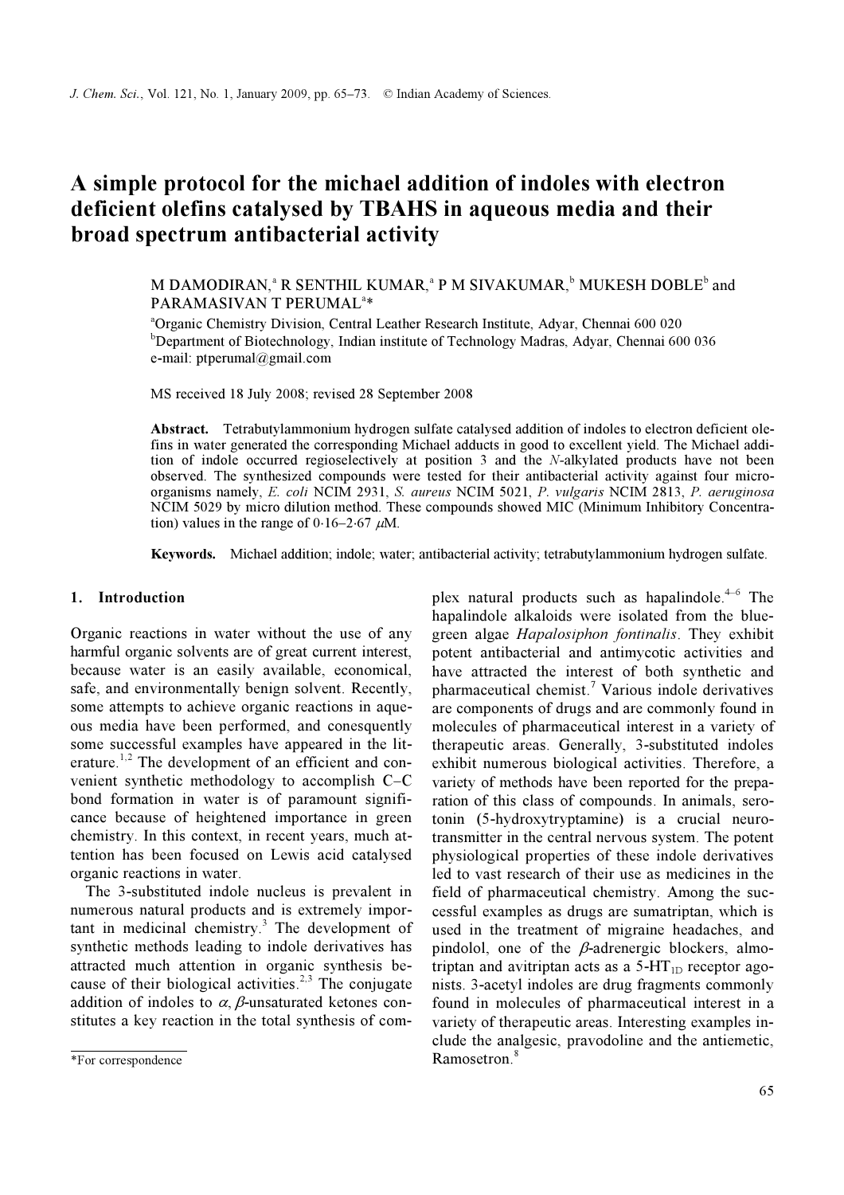// J. Chem. Sci. header omitted

# A simple protocol for the michael addition of indoles with electron deficient olefins catalysed by TBAHS in aqueous media and their broad spectrum antibacterial activity

M DAMODIRAN,[a] R SENTHIL KUMAR,[a] P M SIVAKUMAR,[b] MUKESH DOBLE[b] and PARAMASIVAN T PERUMAL[a]*

[a]Organic Chemistry Division, Central Leather Research Institute, Adyar, Chennai 600 020

[b]Department of Biotechnology, Indian institute of Technology Madras, Adyar, Chennai 600 036

e-mail: ptperumal@gmail.com

MS received 18 July 2008; revised 28 September 2008

**Abstract.** Tetrabutylammonium hydrogen sulfate catalysed addition of indoles to electron deficient olefins in water generated the corresponding Michael adducts in good to excellent yield. The Michael addition of indole occurred regioselectively at position 3 and the *N*-alkylated products have not been observed. The synthesized compounds were tested for their antibacterial activity against four micro-organisms namely, *E. coli* NCIM 2931, *S. aureus* NCIM 5021, *P. vulgaris* NCIM 2813, *P. aeruginosa* NCIM 5029 by micro dilution method. These compounds showed MIC (Minimum Inhibitory Concentration) values in the range of 0·16–2·67 $\mu$M.

**Keywords.** Michael addition; indole; water; antibacterial activity; tetrabutylammonium hydrogen sulfate.

## 1. Introduction

Organic reactions in water without the use of any harmful organic solvents are of great current interest, because water is an easily available, economical, safe, and environmentally benign solvent. Recently, some attempts to achieve organic reactions in aqueous media have been performed, and conesquently some successful examples have appeared in the literature.[1,2] The development of an efficient and convenient synthetic methodology to accomplish C–C bond formation in water is of paramount significance because of heightened importance in green chemistry. In this context, in recent years, much attention has been focused on Lewis acid catalysed organic reactions in water.

The 3-substituted indole nucleus is prevalent in numerous natural products and is extremely important in medicinal chemistry.[3] The development of synthetic methods leading to indole derivatives has attracted much attention in organic synthesis because of their biological activities.[2,3] The conjugate addition of indoles to $\alpha$, $\beta$-unsaturated ketones constitutes a key reaction in the total synthesis of complex natural products such as hapalindole.[4–6] The hapalindole alkaloids were isolated from the blue-green algae *Hapalosiphon fontinalis*. They exhibit potent antibacterial and antimycotic activities and have attracted the interest of both synthetic and pharmaceutical chemist.[7] Various indole derivatives are components of drugs and are commonly found in molecules of pharmaceutical interest in a variety of therapeutic areas. Generally, 3-substituted indoles exhibit numerous biological activities. Therefore, a variety of methods have been reported for the preparation of this class of compounds. In animals, serotonin (5-hydroxytryptamine) is a crucial neurotransmitter in the central nervous system. The potent physiological properties of these indole derivatives led to vast research of their use as medicines in the field of pharmaceutical chemistry. Among the successful examples as drugs are sumatriptan, which is used in the treatment of migraine headaches, and pindolol, one of the $\beta$-adrenergic blockers, almotriptan and avitriptan acts as a 5-$HT_{1D}$ receptor agonists. 3-acetyl indoles are drug fragments commonly found in molecules of pharmaceutical interest in a variety of therapeutic areas. Interesting examples include the analgesic, pravodoline and the antiemetic, Ramosetron.[8]

*For correspondence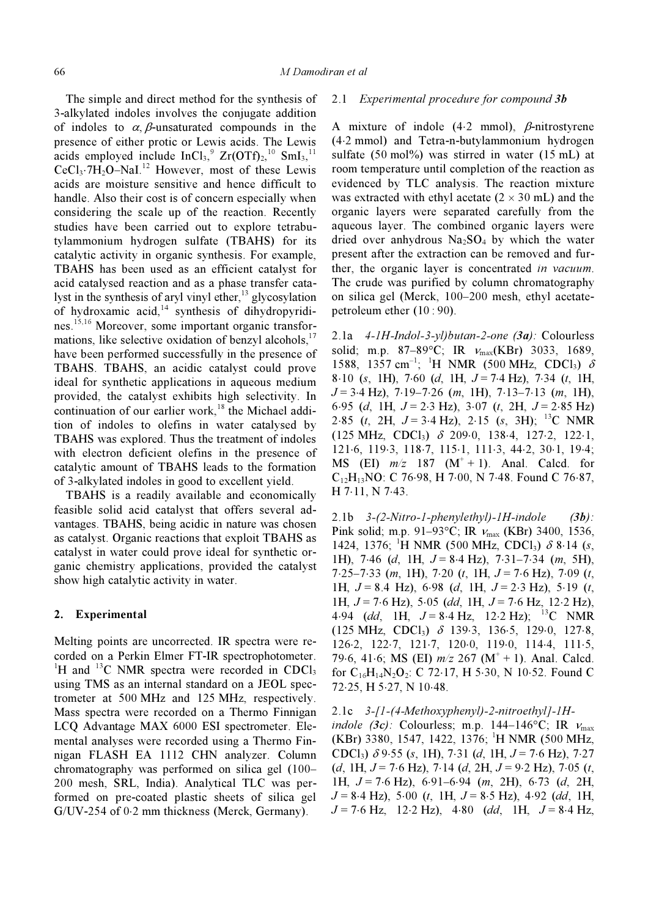The simple and direct method for the synthesis of 3-alkylated indoles involves the conjugate addition of indoles to $\alpha,\beta$-unsaturated compounds in the presence of either protic or Lewis acids. The Lewis acids employed include $InCl_3$,[9] $Zr(OTf)_2$,[10] $SmI_3$,[11] $CeCl_3{\cdot}7H_2O$–NaI.[12] However, most of these Lewis acids are moisture sensitive and hence difficult to handle. Also their cost is of concern especially when considering the scale up of the reaction. Recently studies have been carried out to explore tetrabutylammonium hydrogen sulfate (TBAHS) for its catalytic activity in organic synthesis. For example, TBAHS has been used as an efficient catalyst for acid catalysed reaction and as a phase transfer catalyst in the synthesis of aryl vinyl ether,[13] glycosylation of hydroxamic acid,[14] synthesis of dihydropyridines.[15,16] Moreover, some important organic transformations, like selective oxidation of benzyl alcohols,[17] have been performed successfully in the presence of TBAHS. TBAHS, an acidic catalyst could prove ideal for synthetic applications in aqueous medium provided, the catalyst exhibits high selectivity. In continuation of our earlier work,[18] the Michael addition of indoles to olefins in water catalysed by TBAHS was explored. Thus the treatment of indoles with electron deficient olefins in the presence of catalytic amount of TBAHS leads to the formation of 3-alkylated indoles in good to excellent yield.

TBAHS is a readily available and economically feasible solid acid catalyst that offers several advantages. TBAHS, being acidic in nature was chosen as catalyst. Organic reactions that exploit TBAHS as catalyst in water could prove ideal for synthetic organic chemistry applications, provided the catalyst show high catalytic activity in water.

## 2. Experimental

Melting points are uncorrected. IR spectra were recorded on a Perkin Elmer FT-IR spectrophotometer. $^1H$ and $^{13}C$ NMR spectra were recorded in $CDCl_3$ using TMS as an internal standard on a JEOL spectrometer at 500 MHz and 125 MHz, respectively. Mass spectra were recorded on a Thermo Finnigan LCQ Advantage MAX 6000 ESI spectrometer. Elemental analyses were recorded using a Thermo Finnigan FLASH EA 1112 CHN analyzer. Column chromatography was performed on silica gel (100–200 mesh, SRL, India). Analytical TLC was performed on pre-coated plastic sheets of silica gel G/UV-254 of 0·2 mm thickness (Merck, Germany).

### 2.1 *Experimental procedure for compound **3b***

A mixture of indole (4·2 mmol), $\beta$-nitrostyrene (4·2 mmol) and Tetra-n-butylammonium hydrogen sulfate (50 mol%) was stirred in water (15 mL) at room temperature until completion of the reaction as evidenced by TLC analysis. The reaction mixture was extracted with ethyl acetate ($2 \times 30$ mL) and the organic layers were separated carefully from the aqueous layer. The combined organic layers were dried over anhydrous $Na_2SO_4$ by which the water present after the extraction can be removed and further, the organic layer is concentrated *in vacuum*. The crude was purified by column chromatography on silica gel (Merck, 100–200 mesh, ethyl acetate-petroleum ether (10 : 90).

2.1a *4-1H-Indol-3-yl)butan-2-one (**3a**):* Colourless solid; m.p. 87–89°C; IR $\nu_{max}$(KBr) 3033, 1689, 1588, 1357 $cm^{-1}$; $^1H$ NMR (500 MHz, $CDCl_3$) $\delta$ 8·10 (*s*, 1H), 7·60 (*d*, 1H, $J$ = 7·4 Hz), 7·34 (*t*, 1H, $J$ = 3·4 Hz), 7·19–7·26 (*m*, 1H), 7·13–7·13 (*m*, 1H), 6·95 (*d*, 1H, $J$ = 2·3 Hz), 3·07 (*t*, 2H, $J$ = 2·85 Hz) 2·85 (*t*, 2H, $J$ = 3·4 Hz), 2·15 (*s*, 3H); $^{13}C$ NMR (125 MHz, $CDCl_3$) $\delta$ 209·0, 138·4, 127·2, 122·1, 121·6, 119·3, 118·7, 115·1, 111·3, 44·2, 30·1, 19·4; MS (EI) *m/z* 187 ($M^+$ + 1). Anal. Calcd. for $C_{12}H_{13}NO$: C 76·98, H 7·00, N 7·48. Found C 76·87, H 7·11, N 7·43.

2.1b *3-(2-Nitro-1-phenylethyl)-1H-indole (**3b**):* Pink solid; m.p. 91–93°C; IR $\nu_{max}$ (KBr) 3400, 1536, 1424, 1376; $^1H$ NMR (500 MHz, $CDCl_3$) $\delta$ 8·14 (*s*, 1H), 7·46 (*d*, 1H, $J$ = 8·4 Hz), 7·31–7·34 (*m*, 5H), 7·25–7·33 (*m*, 1H), 7·20 (*t*, 1H, $J$ = 7·6 Hz), 7·09 (*t*, 1H, $J$ = 8.4 Hz), 6·98 (*d*, 1H, $J$ = 2·3 Hz), 5·19 (*t*, 1H, $J$ = 7·6 Hz), 5·05 (*dd*, 1H, $J$ = 7·6 Hz, 12·2 Hz), 4·94 (*dd*, 1H, $J$ = 8·4 Hz, 12·2 Hz); $^{13}C$ NMR (125 MHz, $CDCl_3$) $\delta$ 139·3, 136·5, 129·0, 127·8, 126·2, 122·7, 121·7, 120·0, 119·0, 114·4, 111·5, 79·6, 41·6; MS (EI) *m/z* 267 ($M^+$ + 1). Anal. Calcd. for $C_{16}H_{14}N_2O_2$: C 72·17, H 5·30, N 10·52. Found C 72·25, H 5·27, N 10·48.

2.1c *3-[1-(4-Methoxyphenyl)-2-nitroethyl]-1H-indole (**3c**):* Colourless; m.p. 144–146°C; IR $\nu_{max}$ (KBr) 3380, 1547, 1422, 1376; $^1H$ NMR (500 MHz, $CDCl_3$) $\delta$ 9·55 (*s*, 1H), 7·31 (*d*, 1H, $J$ = 7·6 Hz), 7·27 (*d*, 1H, $J$ = 7·6 Hz), 7·14 (*d*, 2H, $J$ = 9·2 Hz), 7·05 (*t*, 1H, $J$ = 7·6 Hz), 6·91–6·94 (*m*, 2H), 6·73 (*d*, 2H, $J$ = 8·4 Hz), 5·00 (*t*, 1H, $J$ = 8·5 Hz), 4·92 (*dd*, 1H, $J$ = 7·6 Hz, 12·2 Hz), 4·80 (*dd*, 1H, $J$ = 8·4 Hz,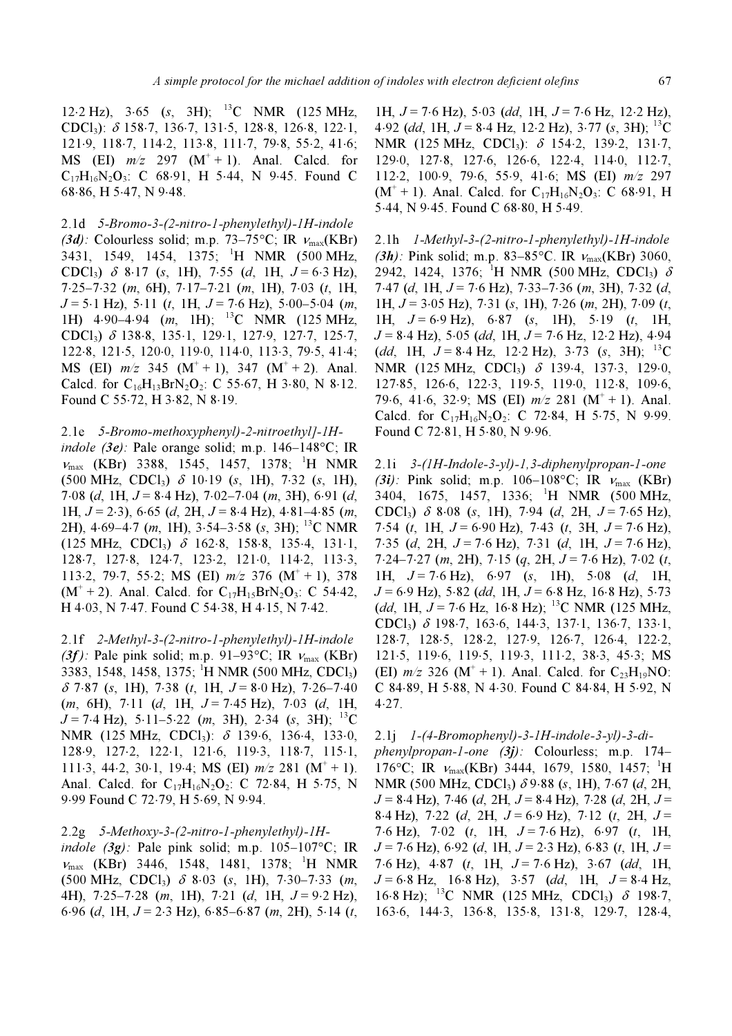12·2 Hz), 3·65 (*s*, 3H); $^{13}$C NMR (125 MHz, $CDCl_3$): $\delta$ 158·7, 136·7, 131·5, 128·8, 126·8, 122·1, 121·9, 118·7, 114·2, 113·8, 111·7, 79·8, 55·2, 41·6; MS (EI) *m/z* 297 ($M^+ + 1$). Anal. Calcd. for $C_{17}H_{16}N_2O_3$: C 68·91, H 5·44, N 9·45. Found C 68·86, H 5·47, N 9·48.

2.1d *5-Bromo-3-(2-nitro-1-phenylethyl)-1H-indole (3d):* Colourless solid; m.p. 73–75°C; IR $\nu_{max}$(KBr) 3431, 1549, 1454, 1375; $^1$H NMR (500 MHz, $CDCl_3$) $\delta$ 8·17 (*s*, 1H), 7·55 (*d*, 1H, *J* = 6·3 Hz), 7·25–7·32 (*m*, 6H), 7·17–7·21 (*m*, 1H), 7·03 (*t*, 1H, *J* = 5·1 Hz), 5·11 (*t*, 1H, *J* = 7·6 Hz), 5·00–5·04 (*m*, 1H) 4·90–4·94 (*m*, 1H); $^{13}$C NMR (125 MHz, $CDCl_3$) $\delta$ 138·8, 135·1, 129·1, 127·9, 127·7, 125·7, 122·8, 121·5, 120·0, 119·0, 114·0, 113·3, 79·5, 41·4; MS (EI) *m/z* 345 ($M^+ + 1$), 347 ($M^+ + 2$). Anal. Calcd. for $C_{16}H_{13}BrN_2O_2$: C 55·67, H 3·80, N 8·12. Found C 55·72, H 3·82, N 8·19.

2.1e *5-Bromo-methoxyphenyl)-2-nitroethyl]-1H-indole (3e):* Pale orange solid; m.p. 146–148°C; IR $\nu_{max}$ (KBr) 3388, 1545, 1457, 1378; $^1$H NMR (500 MHz, $CDCl_3$) $\delta$ 10·19 (*s*, 1H), 7·32 (*s*, 1H), 7·08 (*d*, 1H, *J* = 8·4 Hz), 7·02–7·04 (*m*, 3H), 6·91 (*d*, 1H, *J* = 2·3), 6·65 (*d*, 2H, *J* = 8·4 Hz), 4·81–4·85 (*m*, 2H), 4·69–4·7 (*m*, 1H), 3·54–3·58 (*s*, 3H); $^{13}$C NMR (125 MHz, $CDCl_3$) $\delta$ 162·8, 158·8, 135·4, 131·1, 128·7, 127·8, 124·7, 123·2, 121·0, 114·2, 113·3, 113·2, 79·7, 55·2; MS (EI) *m/z* 376 ($M^+ + 1$), 378 ($M^+ + 2$). Anal. Calcd. for $C_{17}H_{15}BrN_2O_3$: C 54·42, H 4·03, N 7·47. Found C 54·38, H 4·15, N 7·42.

2.1f *2-Methyl-3-(2-nitro-1-phenylethyl)-1H-indole (3f):* Pale pink solid; m.p. 91–93°C; IR $\nu_{max}$ (KBr) 3383, 1548, 1458, 1375; $^1$H NMR (500 MHz, $CDCl_3$) $\delta$ 7·87 (*s*, 1H), 7·38 (*t*, 1H, *J* = 8·0 Hz), 7·26–7·40 (*m*, 6H), 7·11 (*d*, 1H, *J* = 7·45 Hz), 7·03 (*d*, 1H, *J* = 7·4 Hz), 5·11–5·22 (*m*, 3H), 2·34 (*s*, 3H); $^{13}$C NMR (125 MHz, $CDCl_3$): $\delta$ 139·6, 136·4, 133·0, 128·9, 127·2, 122·1, 121·6, 119·3, 118·7, 115·1, 111·3, 44·2, 30·1, 19·4; MS (EI) *m/z* 281 ($M^+ + 1$). Anal. Calcd. for $C_{17}H_{16}N_2O_2$: C 72·84, H 5·75, N 9·99 Found C 72·79, H 5·69, N 9·94.

2.2g *5-Methoxy-3-(2-nitro-1-phenylethyl)-1H-indole (3g):* Pale pink solid; m.p. 105–107°C; IR $\nu_{max}$ (KBr) 3446, 1548, 1481, 1378; $^1$H NMR (500 MHz, $CDCl_3$) $\delta$ 8·03 (*s*, 1H), 7·30–7·33 (*m*, 4H), 7·25–7·28 (*m*, 1H), 7·21 (*d*, 1H, *J* = 9·2 Hz), 6·96 (*d*, 1H, *J* = 2·3 Hz), 6·85–6·87 (*m*, 2H), 5·14 (*t*, 1H, *J* = 7·6 Hz), 5·03 (*dd*, 1H, *J* = 7·6 Hz, 12·2 Hz), 4·92 (*dd*, 1H, *J* = 8·4 Hz, 12·2 Hz), 3·77 (*s*, 3H); $^{13}$C NMR (125 MHz, $CDCl_3$): $\delta$ 154·2, 139·2, 131·7, 129·0, 127·8, 127·6, 126·6, 122·4, 114·0, 112·7, 112·2, 100·9, 79·6, 55·9, 41·6; MS (EI) *m/z* 297 ($M^+ + 1$). Anal. Calcd. for $C_{17}H_{16}N_2O_3$: C 68·91, H 5·44, N 9·45. Found C 68·80, H 5·49.

2.1h *1-Methyl-3-(2-nitro-1-phenylethyl)-1H-indole (3h):* Pink solid; m.p. 83–85°C. IR $\nu_{max}$(KBr) 3060, 2942, 1424, 1376; $^1$H NMR (500 MHz, $CDCl_3$) $\delta$ 7·47 (*d*, 1H, *J* = 7·6 Hz), 7·33–7·36 (*m*, 3H), 7·32 (*d*, 1H, *J* = 3·05 Hz), 7·31 (*s*, 1H), 7·26 (*m*, 2H), 7·09 (*t*, 1H, *J* = 6·9 Hz), 6·87 (*s*, 1H), 5·19 (*t*, 1H, *J* = 8·4 Hz), 5·05 (*dd*, 1H, *J* = 7·6 Hz, 12·2 Hz), 4·94 (*dd*, 1H, *J* = 8·4 Hz, 12·2 Hz), 3·73 (*s*, 3H); $^{13}$C NMR (125 MHz, $CDCl_3$) $\delta$ 139·4, 137·3, 129·0, 127·85, 126·6, 122·3, 119·5, 119·0, 112·8, 109·6, 79·6, 41·6, 32·9; MS (EI) *m/z* 281 ($M^+ + 1$). Anal. Calcd. for $C_{17}H_{16}N_2O_2$: C 72·84, H 5·75, N 9·99. Found C 72·81, H 5·80, N 9·96.

2.1i *3-(1H-Indole-3-yl)-1,3-diphenylpropan-1-one (3i):* Pink solid; m.p. 106–108°C; IR $\nu_{max}$ (KBr) 3404, 1675, 1457, 1336; $^1$H NMR (500 MHz, $CDCl_3$) $\delta$ 8·08 (*s*, 1H), 7·94 (*d*, 2H, *J* = 7·65 Hz), 7·54 (*t*, 1H, *J* = 6·90 Hz), 7·43 (*t*, 3H, *J* = 7·6 Hz), 7·35 (*d*, 2H, *J* = 7·6 Hz), 7·31 (*d*, 1H, *J* = 7·6 Hz), 7·24–7·27 (*m*, 2H), 7·15 (*q*, 2H, *J* = 7·6 Hz), 7·02 (*t*, 1H, *J* = 7·6 Hz), 6·97 (*s*, 1H), 5·08 (*d*, 1H, *J* = 6·9 Hz), 5·82 (*dd*, 1H, *J* = 6·8 Hz, 16·8 Hz), 5·73 (*dd*, 1H, *J* = 7·6 Hz, 16·8 Hz); $^{13}$C NMR (125 MHz, $CDCl_3$) $\delta$ 198·7, 163·6, 144·3, 137·1, 136·7, 133·1, 128·7, 128·5, 128·2, 127·9, 126·7, 126·4, 122·2, 121·5, 119·6, 119·5, 119·3, 111·2, 38·3, 45·3; MS (EI) *m/z* 326 ($M^+ + 1$). Anal. Calcd. for $C_{23}H_{19}NO$: C 84·89, H 5·88, N 4·30. Found C 84·84, H 5·92, N 4·27.

2.1j *1-(4-Bromophenyl)-3-1H-indole-3-yl)-3-di-phenylpropan-1-one (3j):* Colourless; m.p. 174–176°C; IR $\nu_{max}$(KBr) 3444, 1679, 1580, 1457; $^1$H NMR (500 MHz, $CDCl_3$) $\delta$ 9·88 (*s*, 1H), 7·67 (*d*, 2H, *J* = 8·4 Hz), 7·46 (*d*, 2H, *J* = 8·4 Hz), 7·28 (*d*, 2H, *J* = 8·4 Hz), 7·22 (*d*, 2H, *J* = 6·9 Hz), 7·12 (*t*, 2H, *J* = 7·6 Hz), 7·02 (*t*, 1H, *J* = 7·6 Hz), 6·97 (*t*, 1H, *J* = 7·6 Hz), 6·92 (*d*, 1H, *J* = 2·3 Hz), 6·83 (*t*, 1H, *J* = 7·6 Hz), 4·87 (*t*, 1H, *J* = 7·6 Hz), 3·67 (*dd*, 1H, *J* = 6·8 Hz, 16·8 Hz), 3·57 (*dd*, 1H, *J* = 8·4 Hz, 16·8 Hz); $^{13}$C NMR (125 MHz, $CDCl_3$) $\delta$ 198·7, 163·6, 144·3, 136·8, 135·8, 131·8, 129·7, 128·4,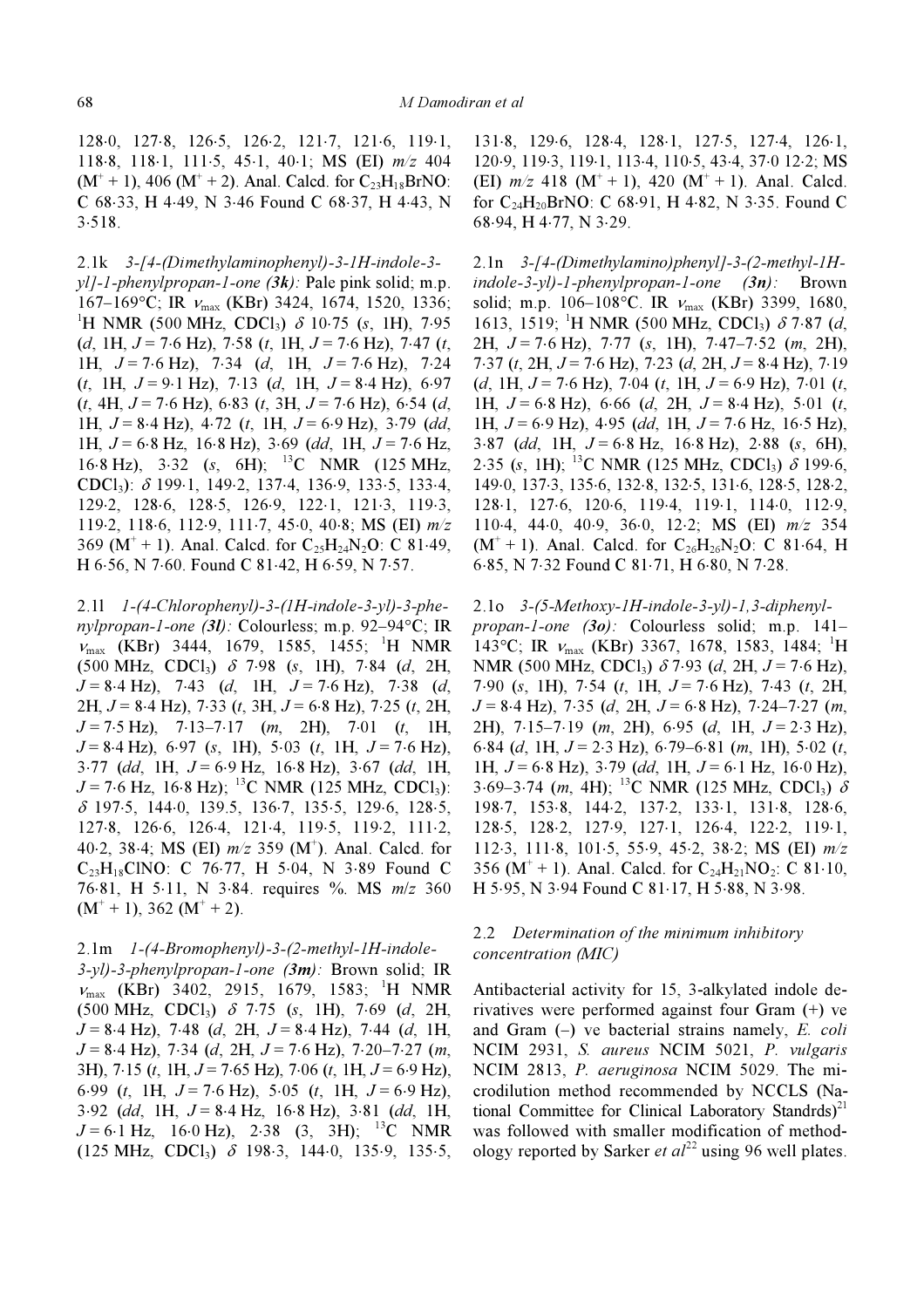128·0, 127·8, 126·5, 126·2, 121·7, 121·6, 119·1, 118·8, 118·1, 111·5, 45·1, 40·1; MS (EI) *m/z* 404 ($M^+$ + 1), 406 ($M^+$ + 2). Anal. Calcd. for $C_{23}H_{18}BrNO$: C 68·33, H 4·49, N 3·46 Found C 68·37, H 4·43, N 3·518.

2.1k *3-[4-(Dimethylaminophenyl)-3-1H-indole-3-yl]-1-phenylpropan-1-one (**3k**)*: Pale pink solid; m.p. 167–169°C; IR $\nu_{max}$ (KBr) 3424, 1674, 1520, 1336; $^1$H NMR (500 MHz, $CDCl_3$) $\delta$ 10·75 (*s*, 1H), 7·95 (*d*, 1H, *J* = 7·6 Hz), 7·58 (*t*, 1H, *J* = 7·6 Hz), 7·47 (*t*, 1H, *J* = 7·6 Hz), 7·34 (*d*, 1H, *J* = 7·6 Hz), 7·24 (*t*, 1H, *J* = 9·1 Hz), 7·13 (*d*, 1H, *J* = 8·4 Hz), 6·97 (*t*, 4H, *J* = 7·6 Hz), 6·83 (*t*, 3H, *J* = 7·6 Hz), 6·54 (*d*, 1H, *J* = 8·4 Hz), 4·72 (*t*, 1H, *J* = 6·9 Hz), 3·79 (*dd*, 1H, *J* = 6·8 Hz, 16·8 Hz), 3·69 (*dd*, 1H, *J* = 7·6 Hz, 16·8 Hz), 3·32 (*s*, 6H); $^{13}$C NMR (125 MHz, $CDCl_3$): $\delta$ 199·1, 149·2, 137·4, 136·9, 133·5, 133·4, 129·2, 128·6, 128·5, 126·9, 122·1, 121·3, 119·3, 119·2, 118·6, 112·9, 111·7, 45·0, 40·8; MS (EI) *m/z* 369 ($M^+$ + 1). Anal. Calcd. for $C_{25}H_{24}N_2O$: C 81·49, H 6·56, N 7·60. Found C 81·42, H 6·59, N 7·57.

2.1l *1-(4-Chlorophenyl)-3-(1H-indole-3-yl)-3-phenylpropan-1-one (**3l**)*: Colourless; m.p. 92–94°C; IR $\nu_{max}$ (KBr) 3444, 1679, 1585, 1455; $^1$H NMR (500 MHz, $CDCl_3$) $\delta$ 7·98 (*s*, 1H), 7·84 (*d*, 2H, *J* = 8·4 Hz), 7·43 (*d*, 1H, *J* = 7·6 Hz), 7·38 (*d*, 2H, *J* = 8·4 Hz), 7·33 (*t*, 3H, *J* = 6·8 Hz), 7·25 (*t*, 2H, *J* = 7·5 Hz), 7·13–7·17 (*m*, 2H), 7·01 (*t*, 1H, *J* = 8·4 Hz), 6·97 (*s*, 1H), 5·03 (*t*, 1H, *J* = 7·6 Hz), 3·77 (*dd*, 1H, *J* = 6·9 Hz, 16·8 Hz), 3·67 (*dd*, 1H, *J* = 7·6 Hz, 16·8 Hz); $^{13}$C NMR (125 MHz, $CDCl_3$): $\delta$ 197·5, 144·0, 139.5, 136·7, 135·5, 129·6, 128·5, 127·8, 126·6, 126·4, 121·4, 119·5, 119·2, 111·2, 40·2, 38·4; MS (EI) *m/z* 359 ($M^+$). Anal. Calcd. for $C_{23}H_{18}ClNO$: C 76·77, H 5·04, N 3·89 Found C 76·81, H 5·11, N 3·84. requires %. MS *m/z* 360 ($M^+$ + 1), 362 ($M^+$ + 2).

2.1m *1-(4-Bromophenyl)-3-(2-methyl-1H-indole-3-yl)-3-phenylpropan-1-one (**3m**)*: Brown solid; IR $\nu_{max}$ (KBr) 3402, 2915, 1679, 1583; $^1$H NMR (500 MHz, $CDCl_3$) $\delta$ 7·75 (*s*, 1H), 7·69 (*d*, 2H, *J* = 8·4 Hz), 7·48 (*d*, 2H, *J* = 8·4 Hz), 7·44 (*d*, 1H, *J* = 8·4 Hz), 7·34 (*d*, 2H, *J* = 7·6 Hz), 7·20–7·27 (*m*, 3H), 7·15 (*t*, 1H, *J* = 7·65 Hz), 7·06 (*t*, 1H, *J* = 6·9 Hz), 6·99 (*t*, 1H, *J* = 7·6 Hz), 5·05 (*t*, 1H, *J* = 6·9 Hz), 3·92 (*dd*, 1H, *J* = 8·4 Hz, 16·8 Hz), 3·81 (*dd*, 1H, *J* = 6·1 Hz, 16·0 Hz), 2·38 (3, 3H); $^{13}$C NMR (125 MHz, $CDCl_3$) $\delta$ 198·3, 144·0, 135·9, 135·5, 131·8, 129·6, 128·4, 128·1, 127·5, 127·4, 126·1, 120·9, 119·3, 119·1, 113·4, 110·5, 43·4, 37·0 12·2; MS (EI) *m/z* 418 ($M^+$ + 1), 420 ($M^+$ + 1). Anal. Calcd. for $C_{24}H_{20}BrNO$: C 68·91, H 4·82, N 3·35. Found C 68·94, H 4·77, N 3·29.

2.1n *3-[4-(Dimethylamino)phenyl]-3-(2-methyl-1H-indole-3-yl)-1-phenylpropan-1-one (**3n**)*: Brown solid; m.p. 106–108°C. IR $\nu_{max}$ (KBr) 3399, 1680, 1613, 1519; $^1$H NMR (500 MHz, $CDCl_3$) $\delta$ 7·87 (*d*, 2H, *J* = 7·6 Hz), 7·77 (*s*, 1H), 7·47–7·52 (*m*, 2H), 7·37 (*t*, 2H, *J* = 7·6 Hz), 7·23 (*d*, 2H, *J* = 8·4 Hz), 7·19 (*d*, 1H, *J* = 7·6 Hz), 7·04 (*t*, 1H, *J* = 6·9 Hz), 7·01 (*t*, 1H, *J* = 6·8 Hz), 6·66 (*d*, 2H, *J* = 8·4 Hz), 5·01 (*t*, 1H, *J* = 6·9 Hz), 4·95 (*dd*, 1H, *J* = 7·6 Hz, 16·5 Hz), 3·87 (*dd*, 1H, *J* = 6·8 Hz, 16·8 Hz), 2·88 (*s*, 6H), 2·35 (*s*, 1H); $^{13}$C NMR (125 MHz, $CDCl_3$) $\delta$ 199·6, 149·0, 137·3, 135·6, 132·8, 132·5, 131·6, 128·5, 128·2, 128·1, 127·6, 120·6, 119·4, 119·1, 114·0, 112·9, 110·4, 44·0, 40·9, 36·0, 12·2; MS (EI) *m/z* 354 ($M^+$ + 1). Anal. Calcd. for $C_{26}H_{26}N_2O$: C 81·64, H 6·85, N 7·32 Found C 81·71, H 6·80, N 7·28.

2.1o *3-(5-Methoxy-1H-indole-3-yl)-1,3-diphenylpropan-1-one (**3o**)*: Colourless solid; m.p. 141–143°C; IR $\nu_{max}$ (KBr) 3367, 1678, 1583, 1484; $^1$H NMR (500 MHz, $CDCl_3$) $\delta$ 7·93 (*d*, 2H, *J* = 7·6 Hz), 7·90 (*s*, 1H), 7·54 (*t*, 1H, *J* = 7·6 Hz), 7·43 (*t*, 2H, *J* = 8·4 Hz), 7·35 (*d*, 2H, *J* = 6·8 Hz), 7·24–7·27 (*m*, 2H), 7·15–7·19 (*m*, 2H), 6·95 (*d*, 1H, *J* = 2·3 Hz), 6·84 (*d*, 1H, *J* = 2·3 Hz), 6·79–6·81 (*m*, 1H), 5·02 (*t*, 1H, *J* = 6·8 Hz), 3·79 (*dd*, 1H, *J* = 6·1 Hz, 16·0 Hz), 3·69–3·74 (*m*, 4H); $^{13}$C NMR (125 MHz, $CDCl_3$) $\delta$ 198·7, 153·8, 144·2, 137·2, 133·1, 131·8, 128·6, 128·5, 128·2, 127·9, 127·1, 126·4, 122·2, 119·1, 112·3, 111·8, 101·5, 55·9, 45·2, 38·2; MS (EI) *m/z* 356 ($M^+$ + 1). Anal. Calcd. for $C_{24}H_{21}NO_2$: C 81·10, H 5·95, N 3·94 Found C 81·17, H 5·88, N 3·98.

### 2.2 *Determination of the minimum inhibitory concentration (MIC)*

Antibacterial activity for 15, 3-alkylated indole derivatives were performed against four Gram (+) ve and Gram (–) ve bacterial strains namely, *E. coli* NCIM 2931, *S. aureus* NCIM 5021, *P. vulgaris* NCIM 2813, *P. aeruginosa* NCIM 5029. The microdilution method recommended by NCCLS (National Committee for Clinical Laboratory Standrds)[21] was followed with smaller modification of methodology reported by Sarker *et al*[22] using 96 well plates.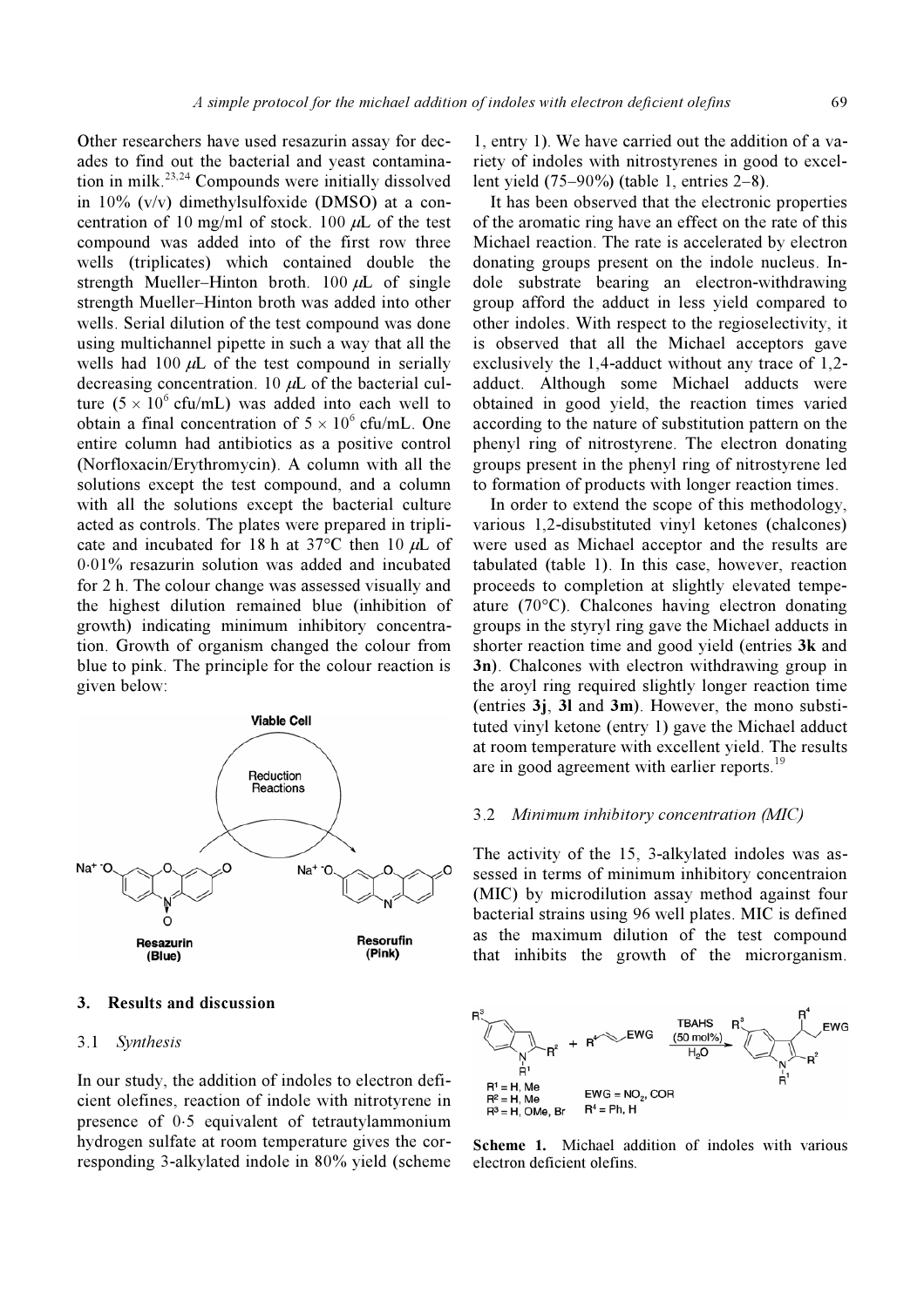Other researchers have used resazurin assay for decades to find out the bacterial and yeast contamination in milk.[23,24] Compounds were initially dissolved in 10% (v/v) dimethylsulfoxide (DMSO) at a concentration of 10 mg/ml of stock. 100 μL of the test compound was added into of the first row three wells (triplicates) which contained double the strength Mueller–Hinton broth. 100 μL of single strength Mueller–Hinton broth was added into other wells. Serial dilution of the test compound was done using multichannel pipette in such a way that all the wells had 100 μL of the test compound in serially decreasing concentration. 10 μL of the bacterial culture ($5 \times 10^6$ cfu/mL) was added into each well to obtain a final concentration of $5 \times 10^6$ cfu/mL. One entire column had antibiotics as a positive control (Norfloxacin/Erythromycin). A column with all the solutions except the test compound, and a column with all the solutions except the bacterial culture acted as controls. The plates were prepared in triplicate and incubated for 18 h at 37°C then 10 μL of 0·01% resazurin solution was added and incubated for 2 h. The colour change was assessed visually and the highest dilution remained blue (inhibition of growth) indicating minimum inhibitory concentration. Growth of organism changed the colour from blue to pink. The principle for the colour reaction is given below:

Viable Cell

Reduction Reactions

Resazurin (Blue) → Resorufin (Pink)

## 3. Results and discussion

### 3.1 *Synthesis*

In our study, the addition of indoles to electron deficient olefines, reaction of indole with nitrotyrene in presence of 0·5 equivalent of tetrautylammonium hydrogen sulfate at room temperature gives the corresponding 3-alkylated indole in 80% yield (scheme 1, entry 1). We have carried out the addition of a variety of indoles with nitrostyrenes in good to excellent yield (75–90%) (table 1, entries 2–8).

It has been observed that the electronic properties of the aromatic ring have an effect on the rate of this Michael reaction. The rate is accelerated by electron donating groups present on the indole nucleus. Indole substrate bearing an electron-withdrawing group afford the adduct in less yield compared to other indoles. With respect to the regioselectivity, it is observed that all the Michael acceptors gave exclusively the 1,4-adduct without any trace of 1,2-adduct. Although some Michael adducts were obtained in good yield, the reaction times varied according to the nature of substitution pattern on the phenyl ring of nitrostyrene. The electron donating groups present in the phenyl ring of nitrostyrene led to formation of products with longer reaction times.

In order to extend the scope of this methodology, various 1,2-disubstituted vinyl ketones (chalcones) were used as Michael acceptor and the results are tabulated (table 1). In this case, however, reaction proceeds to completion at slightly elevated temperature (70°C). Chalcones having electron donating groups in the styryl ring gave the Michael adducts in shorter reaction time and good yield (entries **3k** and **3n**). Chalcones with electron withdrawing group in the aroyl ring required slightly longer reaction time (entries **3j**, **3l** and **3m**). However, the mono substituted vinyl ketone (entry 1) gave the Michael adduct at room temperature with excellent yield. The results are in good agreement with earlier reports.[19]

### 3.2 *Minimum inhibitory concentration (MIC)*

The activity of the 15, 3-alkylated indoles was assessed in terms of minimum inhibitory concentraion (MIC) by microdilution assay method against four bacterial strains using 96 well plates. MIC is defined as the maximum dilution of the test compound that inhibits the growth of the microrganism.

$R^1$ = H, Me; $R^2$ = H, Me; $R^3$ = H, OMe, Br; EWG = $NO_2$, COR; $R^4$ = Ph, H; TBAHS (50 mol%), $H_2O$

**Scheme 1.** Michael addition of indoles with various electron deficient olefins.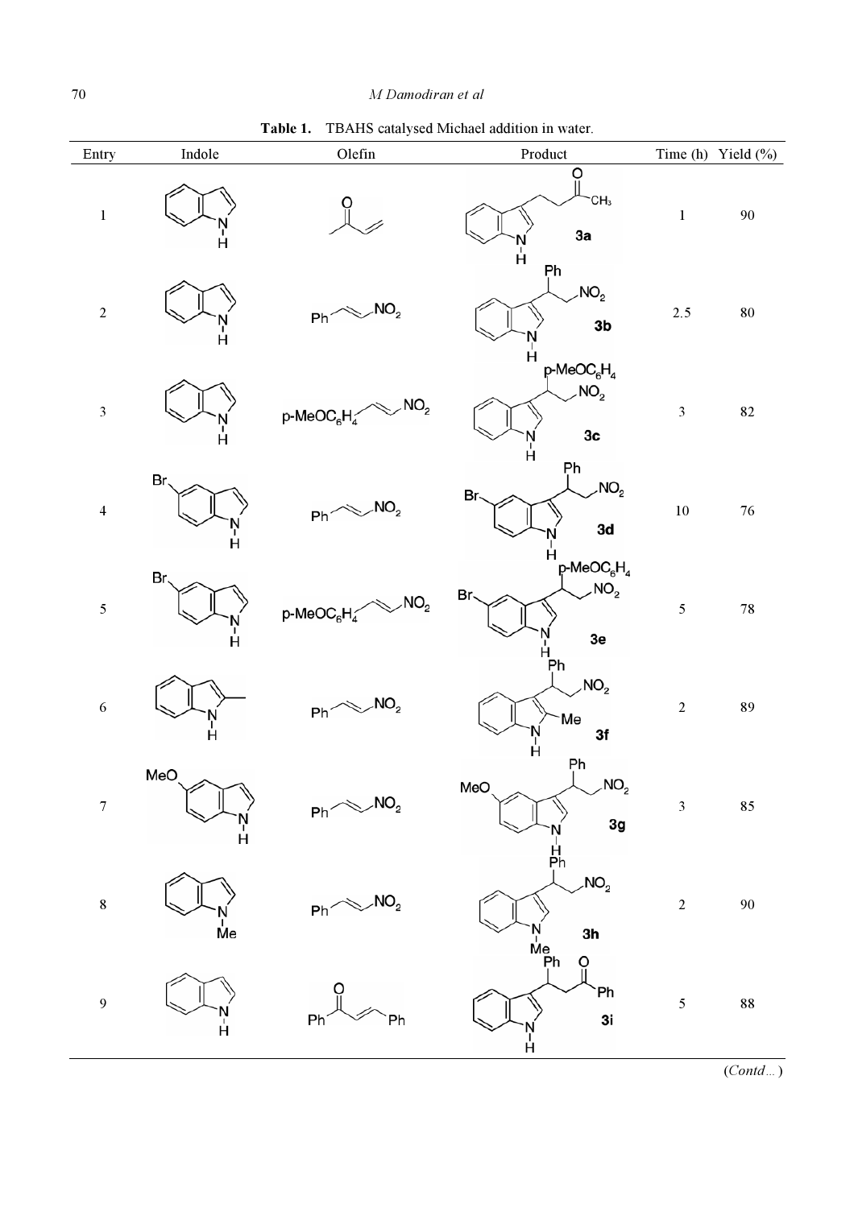**Table 1.** TBAHS catalysed Michael addition in water.

| Entry | Indole | Olefin | Product | Time (h) | Yield (%) |
|---|---|---|---|---|---|
| 1 | | | **3a** | 1 | 90 |
| 2 | | Ph⁀NO$_2$ | **3b** | 2.5 | 80 |
| 3 | | p-MeOC$_6$H$_4$⁀NO$_2$ | **3c** | 3 | 82 |
| 4 | | Ph⁀NO$_2$ | **3d** | 10 | 76 |
| 5 | | p-MeOC$_6$H$_4$⁀NO$_2$ | **3e** | 5 | 78 |
| 6 | | Ph⁀NO$_2$ | **3f** | 2 | 89 |
| 7 | | Ph⁀NO$_2$ | **3g** | 3 | 85 |
| 8 | | Ph⁀NO$_2$ | **3h** | 2 | 90 |
| 9 | | | **3i** | 5 | 88 |

(*Contd…*)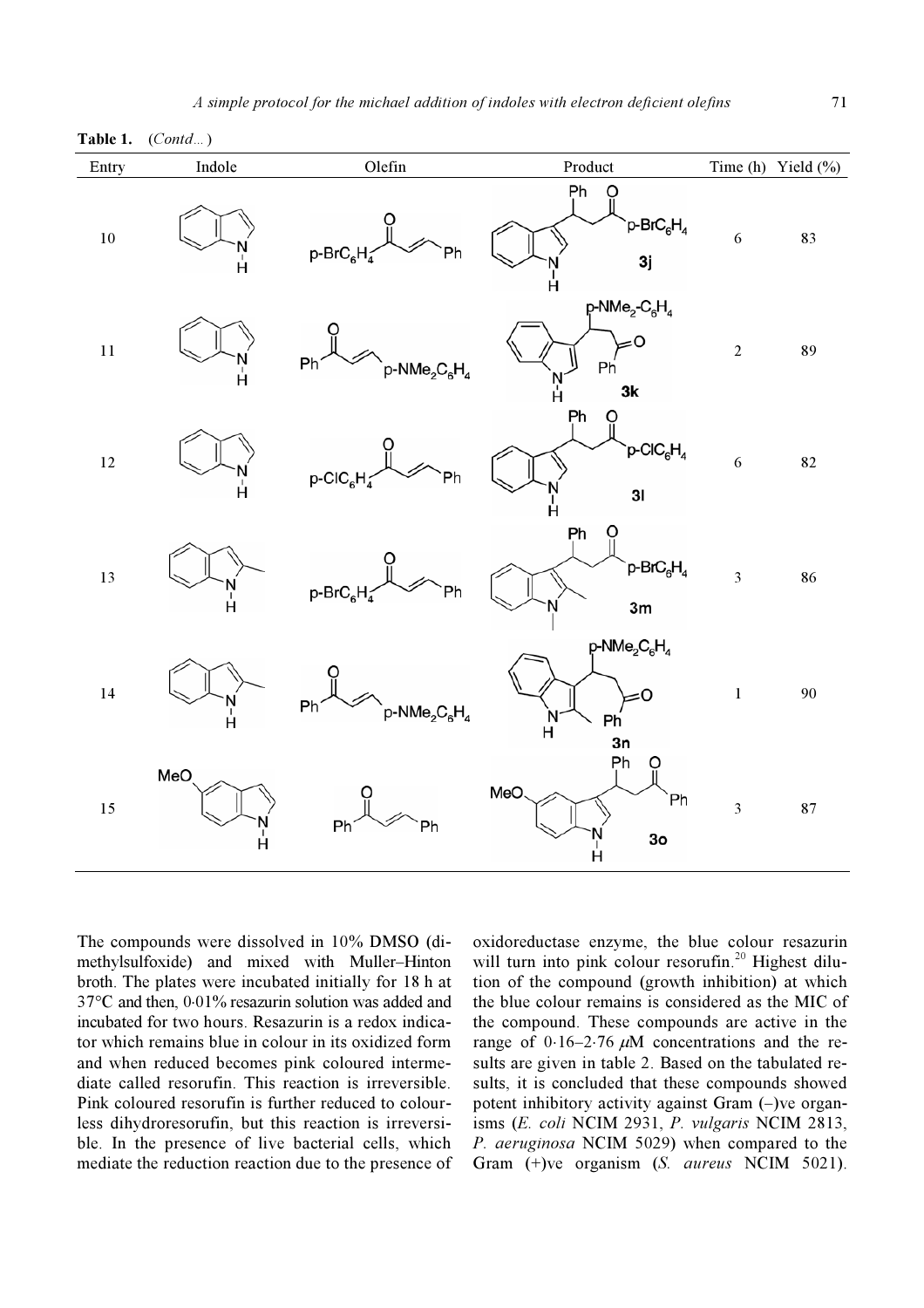**Table 1.** (*Contd...*)

| Entry | Indole | Olefin | Product | Time (h) | Yield (%) |
|---|---|---|---|---|---|
| 10 | | | 3j | 6 | 83 |
| 11 | | | 3k | 2 | 89 |
| 12 | | | 3l | 6 | 82 |
| 13 | | | 3m | 3 | 86 |
| 14 | | | 3n | 1 | 90 |
| 15 | | | 3o | 3 | 87 |

The compounds were dissolved in 10% DMSO (dimethylsulfoxide) and mixed with Muller–Hinton broth. The plates were incubated initially for 18 h at 37°C and then, 0·01% resazurin solution was added and incubated for two hours. Resazurin is a redox indicator which remains blue in colour in its oxidized form and when reduced becomes pink coloured intermediate called resorufin. This reaction is irreversible. Pink coloured resorufin is further reduced to colourless dihydroresorufin, but this reaction is irreversible. In the presence of live bacterial cells, which mediate the reduction reaction due to the presence of oxidoreductase enzyme, the blue colour resazurin will turn into pink colour resorufin.[20] Highest dilution of the compound (growth inhibition) at which the blue colour remains is considered as the MIC of the compound. These compounds are active in the range of 0·16–2·76 $\mu$M concentrations and the results are given in table 2. Based on the tabulated results, it is concluded that these compounds showed potent inhibitory activity against Gram (–)ve organisms (*E. coli* NCIM 2931, *P. vulgaris* NCIM 2813, *P. aeruginosa* NCIM 5029) when compared to the Gram (+)ve organism (*S. aureus* NCIM 5021).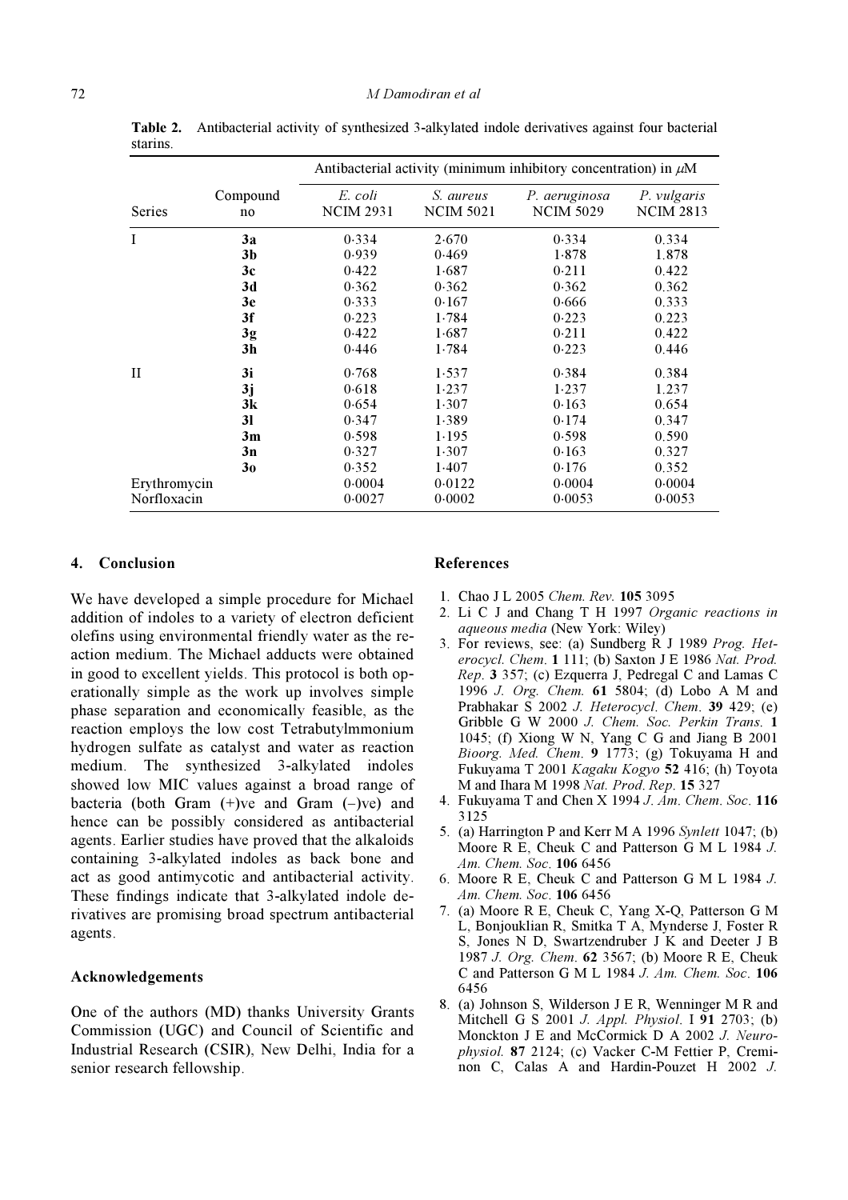**Table 2.** Antibacterial activity of synthesized 3-alkylated indole derivatives against four bacterial starins.

| | | Antibacterial activity (minimum inhibitory concentration) in $\mu$M | | | |
|---|---|---|---|---|---|
| Series | Compound no | *E. coli* NCIM 2931 | *S. aureus* NCIM 5021 | *P. aeruginosa* NCIM 5029 | *P. vulgaris* NCIM 2813 |
| I | **3a** | 0·334 | 2·670 | 0·334 | 0.334 |
| | **3b** | 0·939 | 0·469 | 1·878 | 1.878 |
| | **3c** | 0·422 | 1·687 | 0·211 | 0.422 |
| | **3d** | 0·362 | 0·362 | 0·362 | 0.362 |
| | **3e** | 0·333 | 0·167 | 0·666 | 0.333 |
| | **3f** | 0·223 | 1·784 | 0·223 | 0.223 |
| | **3g** | 0·422 | 1·687 | 0·211 | 0.422 |
| | **3h** | 0·446 | 1·784 | 0·223 | 0.446 |
| II | **3i** | 0·768 | 1·537 | 0·384 | 0.384 |
| | **3j** | 0·618 | 1·237 | 1·237 | 1.237 |
| | **3k** | 0·654 | 1·307 | 0·163 | 0.654 |
| | **3l** | 0·347 | 1·389 | 0·174 | 0.347 |
| | **3m** | 0·598 | 1·195 | 0·598 | 0.590 |
| | **3n** | 0·327 | 1·307 | 0·163 | 0.327 |
| | **3o** | 0·352 | 1·407 | 0·176 | 0.352 |
| Erythromycin | | 0·0004 | 0·0122 | 0·0004 | 0·0004 |
| Norfloxacin | | 0·0027 | 0·0002 | 0·0053 | 0·0053 |

## 4. Conclusion

We have developed a simple procedure for Michael addition of indoles to a variety of electron deficient olefins using environmental friendly water as the reaction medium. The Michael adducts were obtained in good to excellent yields. This protocol is both operationally simple as the work up involves simple phase separation and economically feasible, as the reaction employs the low cost Tetrabutylmmonium hydrogen sulfate as catalyst and water as reaction medium. The synthesized 3-alkylated indoles showed low MIC values against a broad range of bacteria (both Gram (+)ve and Gram (–)ve) and hence can be possibly considered as antibacterial agents. Earlier studies have proved that the alkaloids containing 3-alkylated indoles as back bone and act as good antimycotic and antibacterial activity. These findings indicate that 3-alkylated indole derivatives are promising broad spectrum antibacterial agents.

### Acknowledgements

One of the authors (MD) thanks University Grants Commission (UGC) and Council of Scientific and Industrial Research (CSIR), New Delhi, India for a senior research fellowship.

### References

1. Chao J L 2005 *Chem. Rev.* **105** 3095
2. Li C J and Chang T H 1997 *Organic reactions in aqueous media* (New York: Wiley)
3. For reviews, see: (a) Sundberg R J 1989 *Prog. Heterocycl. Chem.* **1** 111; (b) Saxton J E 1986 *Nat. Prod. Rep.* **3** 357; (c) Ezquerra J, Pedregal C and Lamas C 1996 *J. Org. Chem.* **61** 5804; (d) Lobo A M and Prabhakar S 2002 *J. Heterocycl. Chem.* **39** 429; (e) Gribble G W 2000 *J. Chem. Soc. Perkin Trans.* **1** 1045; (f) Xiong W N, Yang C G and Jiang B 2001 *Bioorg. Med. Chem.* **9** 1773; (g) Tokuyama H and Fukuyama T 2001 *Kagaku Kogyo* **52** 416; (h) Toyota M and Ihara M 1998 *Nat. Prod. Rep.* **15** 327
4. Fukuyama T and Chen X 1994 *J. Am. Chem. Soc.* **116** 3125
5. (a) Harrington P and Kerr M A 1996 *Synlett* 1047; (b) Moore R E, Cheuk C and Patterson G M L 1984 *J. Am. Chem. Soc.* **106** 6456
6. Moore R E, Cheuk C and Patterson G M L 1984 *J. Am. Chem. Soc.* **106** 6456
7. (a) Moore R E, Cheuk C, Yang X-Q, Patterson G M L, Bonjouklian R, Smitka T A, Mynderse J, Foster R S, Jones N D, Swartzendruber J K and Deeter J B 1987 *J. Org. Chem.* **62** 3567; (b) Moore R E, Cheuk C and Patterson G M L 1984 *J. Am. Chem. Soc.* **106** 6456
8. (a) Johnson S, Wilderson J E R, Wenninger M R and Mitchell G S 2001 *J. Appl. Physiol.* I **91** 2703; (b) Monckton J E and McCormick D A 2002 *J. Neurophysiol.* **87** 2124; (c) Vacker C-M Fettier P, Creminon C, Calas A and Hardin-Pouzet H 2002 *J.*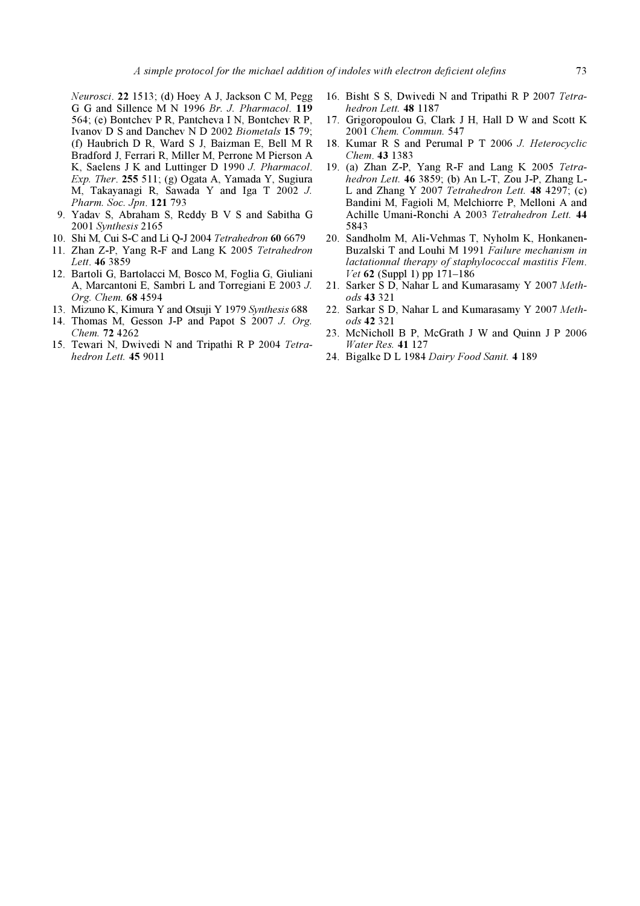*Neurosci*. **22** 1513; (d) Hoey A J, Jackson C M, Pegg G G and Sillence M N 1996 *Br. J. Pharmacol*. **119** 564; (e) Bontchev P R, Pantcheva I N, Bontchev R P, Ivanov D S and Danchev N D 2002 *Biometals* **15** 79; (f) Haubrich D R, Ward S J, Baizman E, Bell M R Bradford J, Ferrari R, Miller M, Perrone M Pierson A K, Saelens J K and Luttinger D 1990 *J. Pharmacol. Exp. Ther*. **255** 511; (g) Ogata A, Yamada Y, Sugiura M, Takayanagi R, Sawada Y and Iga T 2002 *J. Pharm. Soc. Jpn*. **121** 793

9. Yadav S, Abraham S, Reddy B V S and Sabitha G 2001 *Synthesis* 2165
10. Shi M, Cui S-C and Li Q-J 2004 *Tetrahedron* **60** 6679
11. Zhan Z-P, Yang R-F and Lang K 2005 *Tetrahedron Lett*. **46** 3859
12. Bartoli G, Bartolacci M, Bosco M, Foglia G, Giuliani A, Marcantoni E, Sambri L and Torregiani E 2003 *J. Org. Chem.* **68** 4594
13. Mizuno K, Kimura Y and Otsuji Y 1979 *Synthesis* 688
14. Thomas M, Gesson J-P and Papot S 2007 *J. Org. Chem.* **72** 4262
15. Tewari N, Dwivedi N and Tripathi R P 2004 *Tetrahedron Lett.* **45** 9011
16. Bisht S S, Dwivedi N and Tripathi R P 2007 *Tetrahedron Lett.* **48** 1187
17. Grigoropoulou G, Clark J H, Hall D W and Scott K 2001 *Chem. Commun.* 547
18. Kumar R S and Perumal P T 2006 *J. Heterocyclic Chem*. **43** 1383
19. (a) Zhan Z-P, Yang R-F and Lang K 2005 *Tetrahedron Lett.* **46** 3859; (b) An L-T, Zou J-P, Zhang L-L and Zhang Y 2007 *Tetrahedron Lett.* **48** 4297; (c) Bandini M, Fagioli M, Melchiorre P, Melloni A and Achille Umani-Ronchi A 2003 *Tetrahedron Lett.* **44** 5843
20. Sandholm M, Ali-Vehmas T, Nyholm K, Honkanen-Buzalski T and Louhi M 1991 *Failure mechanism in lactationnal therapy of staphylococcal mastitis Flem. Vet* **62** (Suppl 1) pp 171–186
21. Sarker S D, Nahar L and Kumarasamy Y 2007 *Methods* **43** 321
22. Sarkar S D, Nahar L and Kumarasamy Y 2007 *Methods* **42** 321
23. McNicholl B P, McGrath J W and Quinn J P 2006 *Water Res.* **41** 127
24. Bigalke D L 1984 *Dairy Food Sanit.* **4** 189